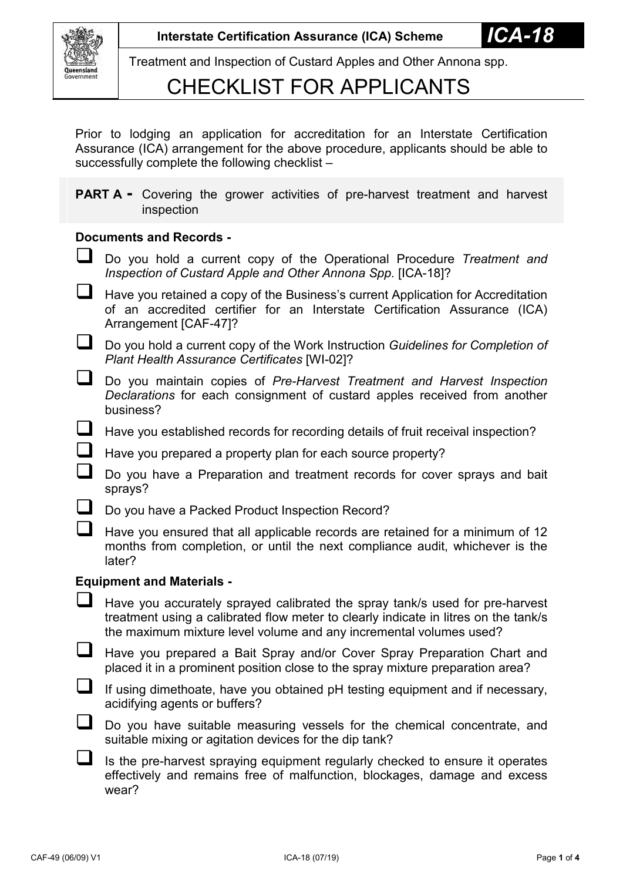**Interstate Certification Assurance (ICA) Scheme** ***ICA-18***

Treatment and Inspection of Custard Apples and Other Annona spp.

# CHECKLIST FOR APPLICANTS

Prior to lodging an application for accreditation for an Interstate Certification Assurance (ICA) arrangement for the above procedure, applicants should be able to successfully complete the following checklist –

**PART A -** Covering the grower activities of pre-harvest treatment and harvest inspection

**Documents and Records -**

- ☐ Do you hold a current copy of the Operational Procedure *Treatment and Inspection of Custard Apple and Other Annona Spp.* [ICA-18]?
- ☐ Have you retained a copy of the Business's current Application for Accreditation of an accredited certifier for an Interstate Certification Assurance (ICA) Arrangement [CAF-47]?
- ☐ Do you hold a current copy of the Work Instruction *Guidelines for Completion of Plant Health Assurance Certificates* [WI-02]?
- ☐ Do you maintain copies of *Pre-Harvest Treatment and Harvest Inspection Declarations* for each consignment of custard apples received from another business?
- ☐ Have you established records for recording details of fruit receival inspection?
- ☐ Have you prepared a property plan for each source property?
- ☐ Do you have a Preparation and treatment records for cover sprays and bait sprays?
- ☐ Do you have a Packed Product Inspection Record?
- ☐ Have you ensured that all applicable records are retained for a minimum of 12 months from completion, or until the next compliance audit, whichever is the later?

**Equipment and Materials -**

- ☐ Have you accurately sprayed calibrated the spray tank/s used for pre-harvest treatment using a calibrated flow meter to clearly indicate in litres on the tank/s the maximum mixture level volume and any incremental volumes used?
- ☐ Have you prepared a Bait Spray and/or Cover Spray Preparation Chart and placed it in a prominent position close to the spray mixture preparation area?
- ☐ If using dimethoate, have you obtained pH testing equipment and if necessary, acidifying agents or buffers?
- ☐ Do you have suitable measuring vessels for the chemical concentrate, and suitable mixing or agitation devices for the dip tank?
- ☐ Is the pre-harvest spraying equipment regularly checked to ensure it operates effectively and remains free of malfunction, blockages, damage and excess wear?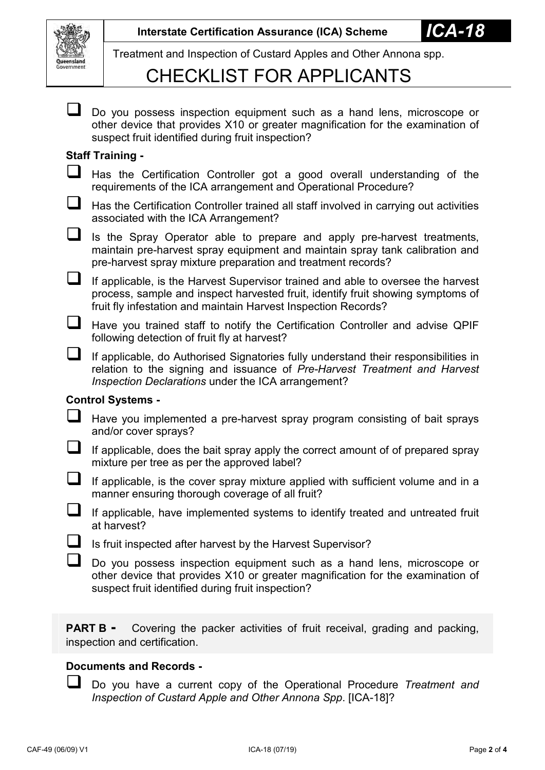- ☐ Do you possess inspection equipment such as a hand lens, microscope or other device that provides X10 or greater magnification for the examination of suspect fruit identified during fruit inspection?

**Staff Training -**

- ☐ Has the Certification Controller got a good overall understanding of the requirements of the ICA arrangement and Operational Procedure?
- ☐ Has the Certification Controller trained all staff involved in carrying out activities associated with the ICA Arrangement?
- ☐ Is the Spray Operator able to prepare and apply pre-harvest treatments, maintain pre-harvest spray equipment and maintain spray tank calibration and pre-harvest spray mixture preparation and treatment records?
- ☐ If applicable, is the Harvest Supervisor trained and able to oversee the harvest process, sample and inspect harvested fruit, identify fruit showing symptoms of fruit fly infestation and maintain Harvest Inspection Records?
- ☐ Have you trained staff to notify the Certification Controller and advise QPIF following detection of fruit fly at harvest?
- ☐ If applicable, do Authorised Signatories fully understand their responsibilities in relation to the signing and issuance of *Pre-Harvest Treatment and Harvest Inspection Declarations* under the ICA arrangement?

**Control Systems -**

- ☐ Have you implemented a pre-harvest spray program consisting of bait sprays and/or cover sprays?
- ☐ If applicable, does the bait spray apply the correct amount of of prepared spray mixture per tree as per the approved label?
- ☐ If applicable, is the cover spray mixture applied with sufficient volume and in a manner ensuring thorough coverage of all fruit?
- ☐ If applicable, have implemented systems to identify treated and untreated fruit at harvest?
- ☐ Is fruit inspected after harvest by the Harvest Supervisor?
- ☐ Do you possess inspection equipment such as a hand lens, microscope or other device that provides X10 or greater magnification for the examination of suspect fruit identified during fruit inspection?

**PART B -** Covering the packer activities of fruit receival, grading and packing, inspection and certification.

**Documents and Records -**

- ☐ Do you have a current copy of the Operational Procedure *Treatment and Inspection of Custard Apple and Other Annona Spp*. [ICA-18]?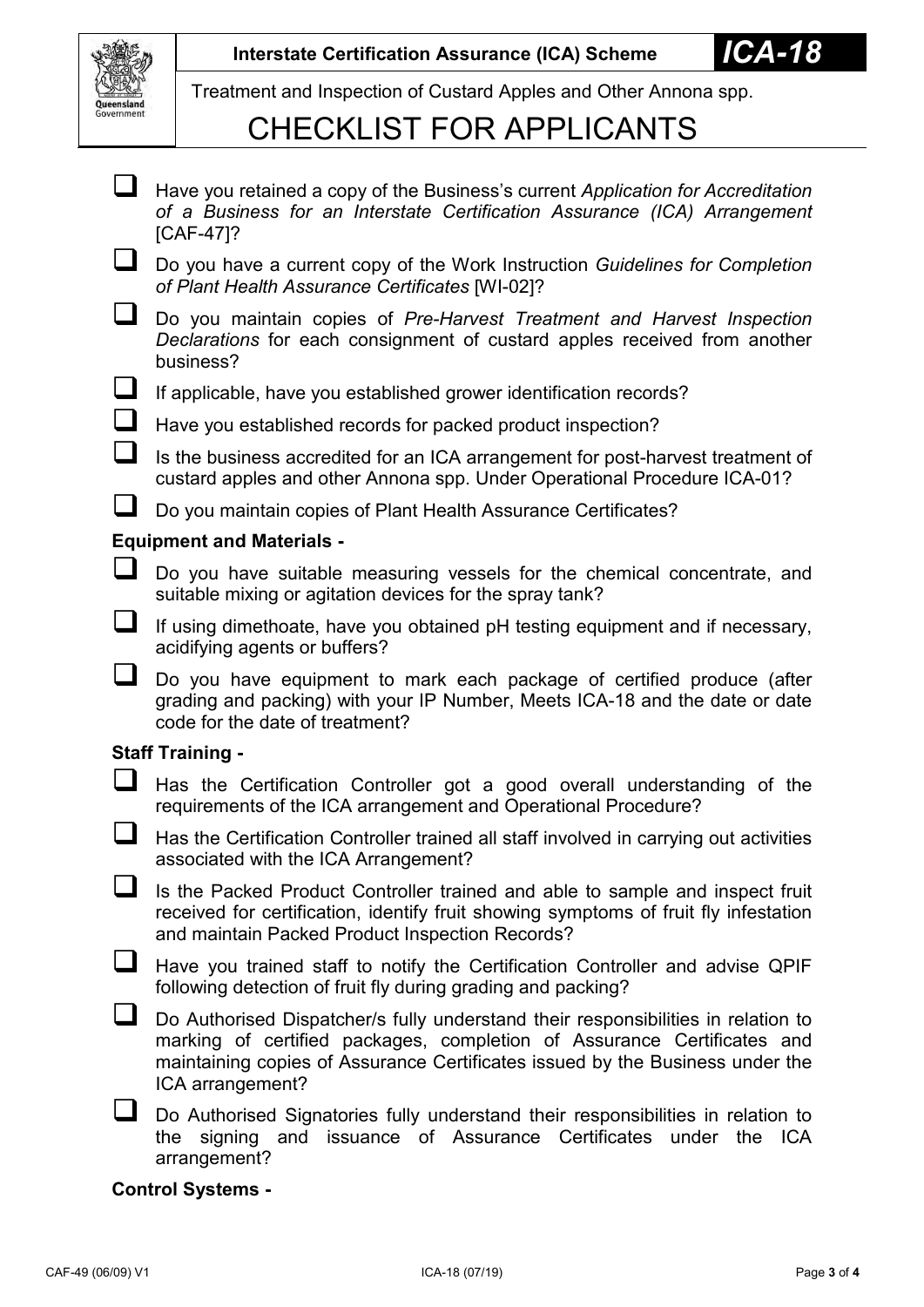- ☐ Have you retained a copy of the Business's current *Application for Accreditation of a Business for an Interstate Certification Assurance (ICA) Arrangement* [CAF-47]?
- ☐ Do you have a current copy of the Work Instruction *Guidelines for Completion of Plant Health Assurance Certificates* [WI-02]?
- ☐ Do you maintain copies of *Pre-Harvest Treatment and Harvest Inspection Declarations* for each consignment of custard apples received from another business?
- ☐ If applicable, have you established grower identification records?
- ☐ Have you established records for packed product inspection?
- ☐ Is the business accredited for an ICA arrangement for post-harvest treatment of custard apples and other Annona spp. Under Operational Procedure ICA-01?
- ☐ Do you maintain copies of Plant Health Assurance Certificates?

**Equipment and Materials -**

- ☐ Do you have suitable measuring vessels for the chemical concentrate, and suitable mixing or agitation devices for the spray tank?
- ☐ If using dimethoate, have you obtained pH testing equipment and if necessary, acidifying agents or buffers?
- ☐ Do you have equipment to mark each package of certified produce (after grading and packing) with your IP Number, Meets ICA-18 and the date or date code for the date of treatment?

**Staff Training -**

- ☐ Has the Certification Controller got a good overall understanding of the requirements of the ICA arrangement and Operational Procedure?
- ☐ Has the Certification Controller trained all staff involved in carrying out activities associated with the ICA Arrangement?
- ☐ Is the Packed Product Controller trained and able to sample and inspect fruit received for certification, identify fruit showing symptoms of fruit fly infestation and maintain Packed Product Inspection Records?
- ☐ Have you trained staff to notify the Certification Controller and advise QPIF following detection of fruit fly during grading and packing?
- ☐ Do Authorised Dispatcher/s fully understand their responsibilities in relation to marking of certified packages, completion of Assurance Certificates and maintaining copies of Assurance Certificates issued by the Business under the ICA arrangement?
- ☐ Do Authorised Signatories fully understand their responsibilities in relation to the signing and issuance of Assurance Certificates under the ICA arrangement?

**Control Systems -**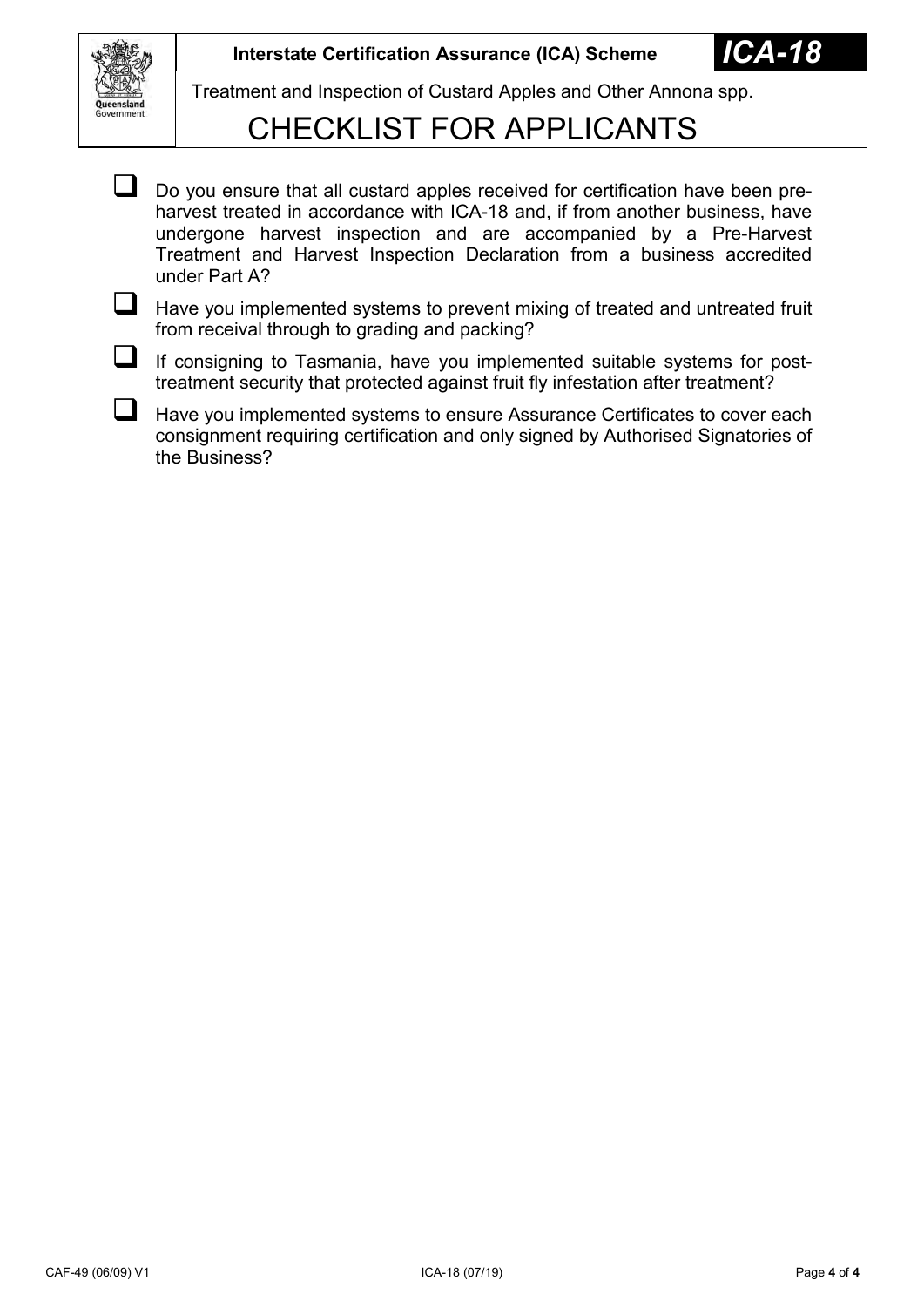**Interstate Certification Assurance (ICA) Scheme** ***ICA-18***

Treatment and Inspection of Custard Apples and Other Annona spp.

# CHECKLIST FOR APPLICANTS

- [ ] Do you ensure that all custard apples received for certification have been pre-harvest treated in accordance with ICA-18 and, if from another business, have undergone harvest inspection and are accompanied by a Pre-Harvest Treatment and Harvest Inspection Declaration from a business accredited under Part A?
- [ ] Have you implemented systems to prevent mixing of treated and untreated fruit from receival through to grading and packing?
- [ ] If consigning to Tasmania, have you implemented suitable systems for post-treatment security that protected against fruit fly infestation after treatment?
- [ ] Have you implemented systems to ensure Assurance Certificates to cover each consignment requiring certification and only signed by Authorised Signatories of the Business?

CAF-49 (06/09) V1 ICA-18 (07/19)